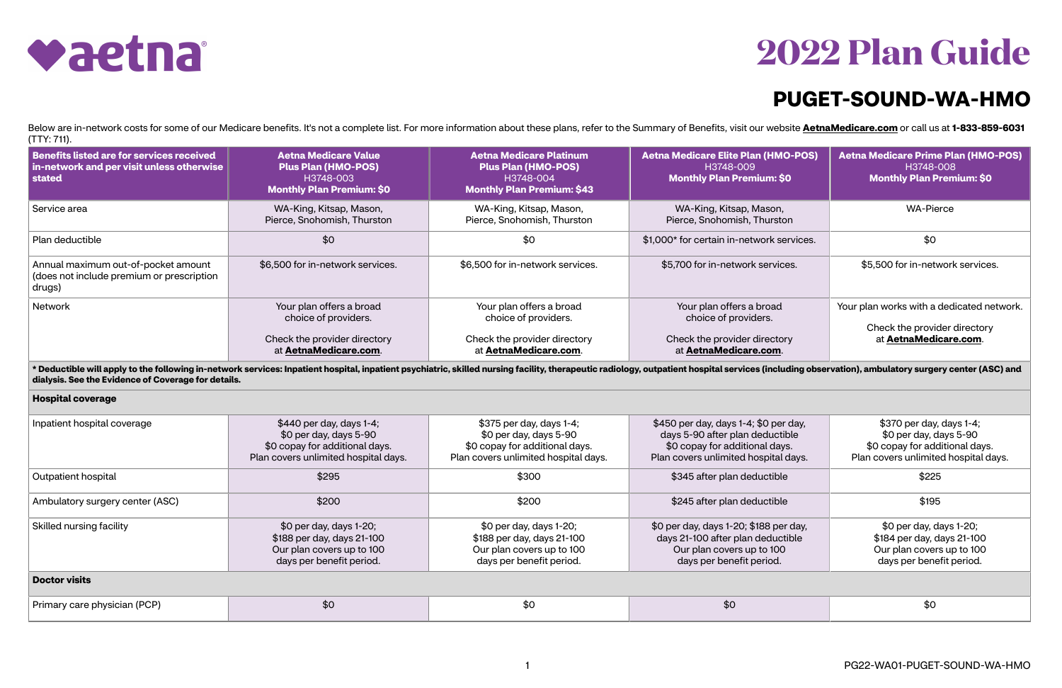# 2022 Plan Guide

## PUGET-SOUND-WA-HMO

Below are in-network costs for some of our Medicare benefits. It's not a complete list. For more information about these plans, refer to the Summary of Benefits, visit our website **AetnaMedicare.com** or call us at **1-833-859-6031** (TTY: 711).

| **Benefits listed are for services received in-network and per visit unless otherwise stated** | **Aetna Medicare Value Plus Plan (HMO-POS)** H3748-003 **Monthly Plan Premium: $0** | **Aetna Medicare Platinum Plus Plan (HMO-POS)** H3748-004 **Monthly Plan Premium: $43** | **Aetna Medicare Elite Plan (HMO-POS)** H3748-009 **Monthly Plan Premium: $0** | **Aetna Medicare Prime Plan (HMO-POS)** H3748-008 **Monthly Plan Premium: $0** |
|---|---|---|---|---|
| Service area | WA-King, Kitsap, Mason, Pierce, Snohomish, Thurston | WA-King, Kitsap, Mason, Pierce, Snohomish, Thurston | WA-King, Kitsap, Mason, Pierce, Snohomish, Thurston | WA-Pierce |
| Plan deductible | $0 | $0 | $1,000* for certain in-network services. | $0 |
| Annual maximum out-of-pocket amount (does not include premium or prescription drugs) | $6,500 for in-network services. | $6,500 for in-network services. | $5,700 for in-network services. | $5,500 for in-network services. |
| Network | Your plan offers a broad choice of providers. Check the provider directory at **AetnaMedicare.com**. | Your plan offers a broad choice of providers. Check the provider directory at **AetnaMedicare.com**. | Your plan offers a broad choice of providers. Check the provider directory at **AetnaMedicare.com**. | Your plan works with a dedicated network. Check the provider directory at **AetnaMedicare.com**. |
| **\* Deductible will apply to the following in-network services: Inpatient hospital, inpatient psychiatric, skilled nursing facility, therapeutic radiology, outpatient hospital services (including observation), ambulatory surgery center (ASC) and dialysis. See the Evidence of Coverage for details.** | | | | |
| **Hospital coverage** | | | | |
| Inpatient hospital coverage | $440 per day, days 1-4; $0 per day, days 5-90 $0 copay for additional days. Plan covers unlimited hospital days. | $375 per day, days 1-4; $0 per day, days 5-90 $0 copay for additional days. Plan covers unlimited hospital days. | $450 per day, days 1-4; $0 per day, days 5-90 after plan deductible $0 copay for additional days. Plan covers unlimited hospital days. | $370 per day, days 1-4; $0 per day, days 5-90 $0 copay for additional days. Plan covers unlimited hospital days. |
| Outpatient hospital | $295 | $300 | $345 after plan deductible | $225 |
| Ambulatory surgery center (ASC) | $200 | $200 | $245 after plan deductible | $195 |
| Skilled nursing facility | $0 per day, days 1-20; $188 per day, days 21-100 Our plan covers up to 100 days per benefit period. | $0 per day, days 1-20; $188 per day, days 21-100 Our plan covers up to 100 days per benefit period. | $0 per day, days 1-20; $188 per day, days 21-100 after plan deductible Our plan covers up to 100 days per benefit period. | $0 per day, days 1-20; $184 per day, days 21-100 Our plan covers up to 100 days per benefit period. |
| **Doctor visits** | | | | |
| Primary care physician (PCP) | $0 | $0 | $0 | $0 |

PG22-WA01-PUGET-SOUND-WA-HMO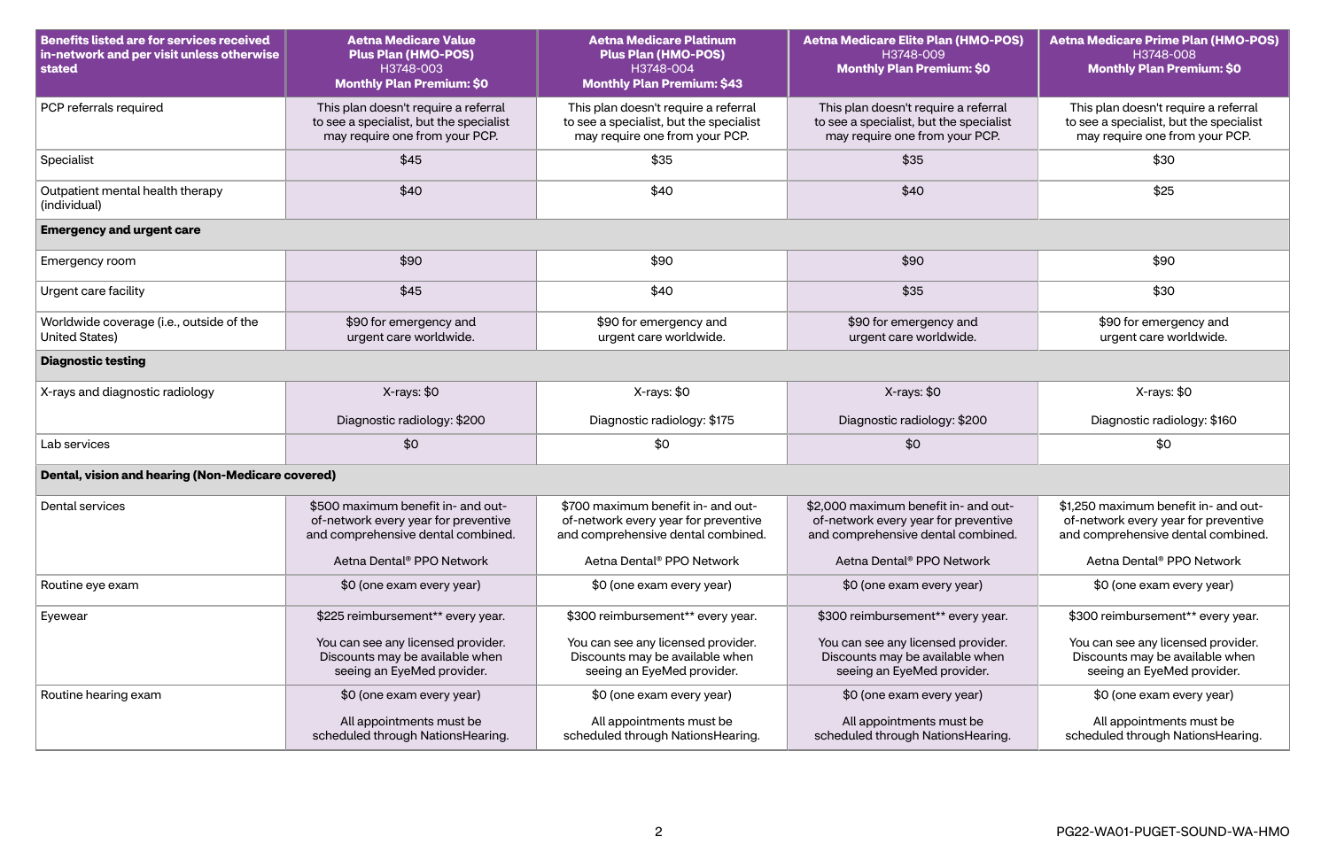| Benefits listed are for services received in-network and per visit unless otherwise stated | Aetna Medicare Value Plus Plan (HMO-POS) H3748-003 Monthly Plan Premium: $0 | Aetna Medicare Platinum Plus Plan (HMO-POS) H3748-004 Monthly Plan Premium: $43 | Aetna Medicare Elite Plan (HMO-POS) H3748-009 Monthly Plan Premium: $0 | Aetna Medicare Prime Plan (HMO-POS) H3748-008 Monthly Plan Premium: $0 |
|---|---|---|---|---|
| PCP referrals required | This plan doesn't require a referral to see a specialist, but the specialist may require one from your PCP. | This plan doesn't require a referral to see a specialist, but the specialist may require one from your PCP. | This plan doesn't require a referral to see a specialist, but the specialist may require one from your PCP. | This plan doesn't require a referral to see a specialist, but the specialist may require one from your PCP. |
| Specialist | $45 | $35 | $35 | $30 |
| Outpatient mental health therapy (individual) | $40 | $40 | $40 | $25 |
| **Emergency and urgent care** | | | | |
| Emergency room | $90 | $90 | $90 | $90 |
| Urgent care facility | $45 | $40 | $35 | $30 |
| Worldwide coverage (i.e., outside of the United States) | $90 for emergency and urgent care worldwide. | $90 for emergency and urgent care worldwide. | $90 for emergency and urgent care worldwide. | $90 for emergency and urgent care worldwide. |
| **Diagnostic testing** | | | | |
| X-rays and diagnostic radiology | X-rays: $0<br><br>Diagnostic radiology: $200 | X-rays: $0<br><br>Diagnostic radiology: $175 | X-rays: $0<br><br>Diagnostic radiology: $200 | X-rays: $0<br><br>Diagnostic radiology: $160 |
| Lab services | $0 | $0 | $0 | $0 |
| **Dental, vision and hearing (Non-Medicare covered)** | | | | |
| Dental services | $500 maximum benefit in- and out-of-network every year for preventive and comprehensive dental combined.<br><br>Aetna Dental® PPO Network | $700 maximum benefit in- and out-of-network every year for preventive and comprehensive dental combined.<br><br>Aetna Dental® PPO Network | $2,000 maximum benefit in- and out-of-network every year for preventive and comprehensive dental combined.<br><br>Aetna Dental® PPO Network | $1,250 maximum benefit in- and out-of-network every year for preventive and comprehensive dental combined.<br><br>Aetna Dental® PPO Network |
| Routine eye exam | $0 (one exam every year) | $0 (one exam every year) | $0 (one exam every year) | $0 (one exam every year) |
| Eyewear | $225 reimbursement** every year.<br><br>You can see any licensed provider. Discounts may be available when seeing an EyeMed provider. | $300 reimbursement** every year.<br><br>You can see any licensed provider. Discounts may be available when seeing an EyeMed provider. | $300 reimbursement** every year.<br><br>You can see any licensed provider. Discounts may be available when seeing an EyeMed provider. | $300 reimbursement** every year.<br><br>You can see any licensed provider. Discounts may be available when seeing an EyeMed provider. |
| Routine hearing exam | $0 (one exam every year)<br><br>All appointments must be scheduled through NationsHearing. | $0 (one exam every year)<br><br>All appointments must be scheduled through NationsHearing. | $0 (one exam every year)<br><br>All appointments must be scheduled through NationsHearing. | $0 (one exam every year)<br><br>All appointments must be scheduled through NationsHearing. |

PG22-WA01-PUGET-SOUND-WA-HMO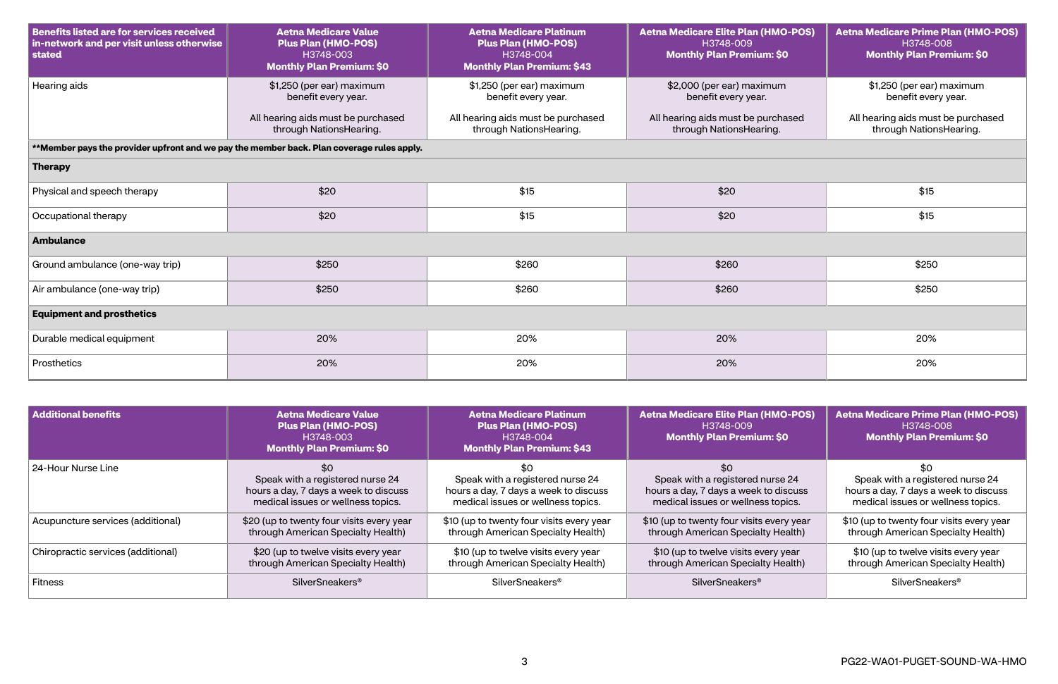| Benefits listed are for services received in-network and per visit unless otherwise stated | Aetna Medicare Value Plus Plan (HMO-POS) H3748-003 **Monthly Plan Premium: $0** | Aetna Medicare Platinum Plus Plan (HMO-POS) H3748-004 **Monthly Plan Premium: $43** | Aetna Medicare Elite Plan (HMO-POS) H3748-009 **Monthly Plan Premium: $0** | Aetna Medicare Prime Plan (HMO-POS) H3748-008 **Monthly Plan Premium: $0** |
|---|---|---|---|---|
| Hearing aids | $1,250 (per ear) maximum benefit every year. All hearing aids must be purchased through NationsHearing. | $1,250 (per ear) maximum benefit every year. All hearing aids must be purchased through NationsHearing. | $2,000 (per ear) maximum benefit every year. All hearing aids must be purchased through NationsHearing. | $1,250 (per ear) maximum benefit every year. All hearing aids must be purchased through NationsHearing. |
| **Member pays the provider upfront and we pay the member back. Plan coverage rules apply.** | | | | |
| **Therapy** | | | | |
| Physical and speech therapy | $20 | $15 | $20 | $15 |
| Occupational therapy | $20 | $15 | $20 | $15 |
| **Ambulance** | | | | |
| Ground ambulance (one-way trip) | $250 | $260 | $260 | $250 |
| Air ambulance (one-way trip) | $250 | $260 | $260 | $250 |
| **Equipment and prosthetics** | | | | |
| Durable medical equipment | 20% | 20% | 20% | 20% |
| Prosthetics | 20% | 20% | 20% | 20% |

| Additional benefits | Aetna Medicare Value Plus Plan (HMO-POS) H3748-003 **Monthly Plan Premium: $0** | Aetna Medicare Platinum Plus Plan (HMO-POS) H3748-004 **Monthly Plan Premium: $43** | Aetna Medicare Elite Plan (HMO-POS) H3748-009 **Monthly Plan Premium: $0** | Aetna Medicare Prime Plan (HMO-POS) H3748-008 **Monthly Plan Premium: $0** |
|---|---|---|---|---|
| 24-Hour Nurse Line | $0 Speak with a registered nurse 24 hours a day, 7 days a week to discuss medical issues or wellness topics. | $0 Speak with a registered nurse 24 hours a day, 7 days a week to discuss medical issues or wellness topics. | $0 Speak with a registered nurse 24 hours a day, 7 days a week to discuss medical issues or wellness topics. | $0 Speak with a registered nurse 24 hours a day, 7 days a week to discuss medical issues or wellness topics. |
| Acupuncture services (additional) | $20 (up to twenty four visits every year through American Specialty Health) | $10 (up to twenty four visits every year through American Specialty Health) | $10 (up to twenty four visits every year through American Specialty Health) | $10 (up to twenty four visits every year through American Specialty Health) |
| Chiropractic services (additional) | $20 (up to twelve visits every year through American Specialty Health) | $10 (up to twelve visits every year through American Specialty Health) | $10 (up to twelve visits every year through American Specialty Health) | $10 (up to twelve visits every year through American Specialty Health) |
| Fitness | SilverSneakers® | SilverSneakers® | SilverSneakers® | SilverSneakers® |

PG22-WA01-PUGET-SOUND-WA-HMO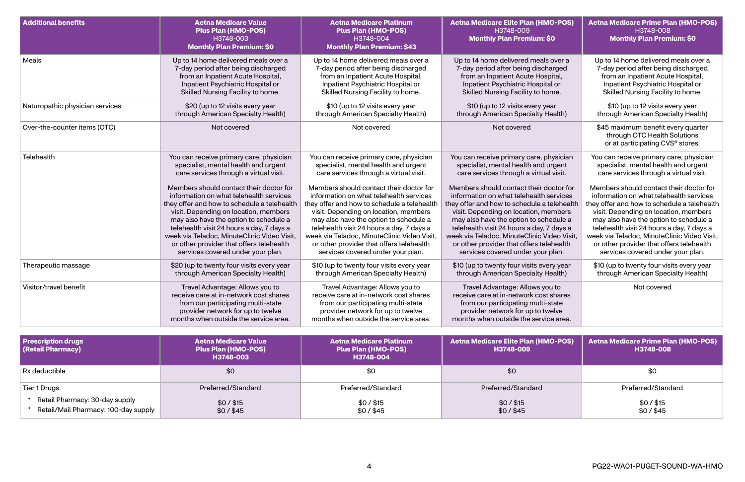| Additional benefits | Aetna Medicare Value Plus Plan (HMO-POS) H3748-003 Monthly Plan Premium: $0 | Aetna Medicare Platinum Plus Plan (HMO-POS) H3748-004 Monthly Plan Premium: $43 | Aetna Medicare Elite Plan (HMO-POS) H3748-009 Monthly Plan Premium: $0 | Aetna Medicare Prime Plan (HMO-POS) H3748-008 Monthly Plan Premium: $0 |
|---|---|---|---|---|
| Meals | Up to 14 home delivered meals over a 7-day period after being discharged from an Inpatient Acute Hospital, Inpatient Psychiatric Hospital or Skilled Nursing Facility to home. | Up to 14 home delivered meals over a 7-day period after being discharged from an Inpatient Acute Hospital, Inpatient Psychiatric Hospital or Skilled Nursing Facility to home. | Up to 14 home delivered meals over a 7-day period after being discharged from an Inpatient Acute Hospital, Inpatient Psychiatric Hospital or Skilled Nursing Facility to home. | Up to 14 home delivered meals over a 7-day period after being discharged from an Inpatient Acute Hospital, Inpatient Psychiatric Hospital or Skilled Nursing Facility to home. |
| Naturopathic physician services | $20 (up to 12 visits every year through American Specialty Health) | $10 (up to 12 visits every year through American Specialty Health) | $10 (up to 12 visits every year through American Specialty Health) | $10 (up to 12 visits every year through American Specialty Health) |
| Over-the-counter items (OTC) | Not covered | Not covered | Not covered | $45 maximum benefit every quarter through OTC Health Solutions or at participating CVS® stores. |
| Telehealth | You can receive primary care, physician specialist, mental health and urgent care services through a virtual visit.<br><br>Members should contact their doctor for information on what telehealth services they offer and how to schedule a telehealth visit. Depending on location, members may also have the option to schedule a telehealth visit 24 hours a day, 7 days a week via Teladoc, MinuteClinic Video Visit, or other provider that offers telehealth services covered under your plan. | You can receive primary care, physician specialist, mental health and urgent care services through a virtual visit.<br><br>Members should contact their doctor for information on what telehealth services they offer and how to schedule a telehealth visit. Depending on location, members may also have the option to schedule a telehealth visit 24 hours a day, 7 days a week via Teladoc, MinuteClinic Video Visit, or other provider that offers telehealth services covered under your plan. | You can receive primary care, physician specialist, mental health and urgent care services through a virtual visit.<br><br>Members should contact their doctor for information on what telehealth services they offer and how to schedule a telehealth visit. Depending on location, members may also have the option to schedule a telehealth visit 24 hours a day, 7 days a week via Teladoc, MinuteClinic Video Visit, or other provider that offers telehealth services covered under your plan. | You can receive primary care, physician specialist, mental health and urgent care services through a virtual visit.<br><br>Members should contact their doctor for information on what telehealth services they offer and how to schedule a telehealth visit. Depending on location, members may also have the option to schedule a telehealth visit 24 hours a day, 7 days a week via Teladoc, MinuteClinic Video Visit, or other provider that offers telehealth services covered under your plan. |
| Therapeutic massage | $20 (up to twenty four visits every year through American Specialty Health) | $10 (up to twenty four visits every year through American Specialty Health) | $10 (up to twenty four visits every year through American Specialty Health) | $10 (up to twenty four visits every year through American Specialty Health) |
| Visitor/travel benefit | Travel Advantage: Allows you to receive care at in-network cost shares from our participating multi-state provider network for up to twelve months when outside the service area. | Travel Advantage: Allows you to receive care at in-network cost shares from our participating multi-state provider network for up to twelve months when outside the service area. | Travel Advantage: Allows you to receive care at in-network cost shares from our participating multi-state provider network for up to twelve months when outside the service area. | Not covered |

| Prescription drugs (Retail Pharmacy) | Aetna Medicare Value Plus Plan (HMO-POS) H3748-003 | Aetna Medicare Platinum Plus Plan (HMO-POS) H3748-004 | Aetna Medicare Elite Plan (HMO-POS) H3748-009 | Aetna Medicare Prime Plan (HMO-POS) H3748-008 |
|---|---|---|---|---|
| Rx deductible | $0 | $0 | $0 | $0 |
| Tier 1 Drugs:<br>• Retail Pharmacy: 30-day supply<br>• Retail/Mail Pharmacy: 100-day supply | Preferred/Standard<br>$0 / $15<br>$0 / $45 | Preferred/Standard<br>$0 / $15<br>$0 / $45 | Preferred/Standard<br>$0 / $15<br>$0 / $45 | Preferred/Standard<br>$0 / $15<br>$0 / $45 |

PG22-WA01-PUGET-SOUND-WA-HMO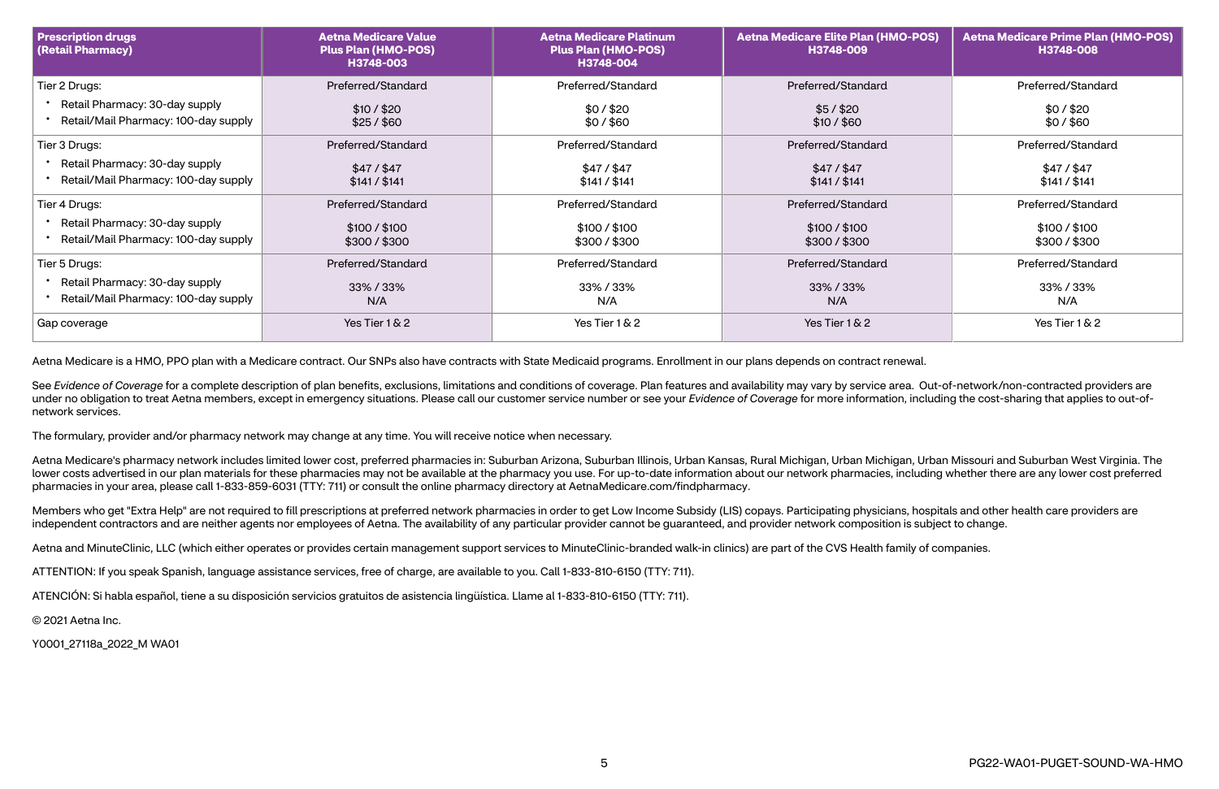| Prescription drugs (Retail Pharmacy) | Aetna Medicare Value Plus Plan (HMO-POS) H3748-003 | Aetna Medicare Platinum Plus Plan (HMO-POS) H3748-004 | Aetna Medicare Elite Plan (HMO-POS) H3748-009 | Aetna Medicare Prime Plan (HMO-POS) H3748-008 |
|---|---|---|---|---|
| Tier 2 Drugs:<br>• Retail Pharmacy: 30-day supply<br>• Retail/Mail Pharmacy: 100-day supply | Preferred/Standard<br>$10 / $20<br>$25 / $60 | Preferred/Standard<br>$0 / $20<br>$0 / $60 | Preferred/Standard<br>$5 / $20<br>$10 / $60 | Preferred/Standard<br>$0 / $20<br>$0 / $60 |
| Tier 3 Drugs:<br>• Retail Pharmacy: 30-day supply<br>• Retail/Mail Pharmacy: 100-day supply | Preferred/Standard<br>$47 / $47<br>$141 / $141 | Preferred/Standard<br>$47 / $47<br>$141 / $141 | Preferred/Standard<br>$47 / $47<br>$141 / $141 | Preferred/Standard<br>$47 / $47<br>$141 / $141 |
| Tier 4 Drugs:<br>• Retail Pharmacy: 30-day supply<br>• Retail/Mail Pharmacy: 100-day supply | Preferred/Standard<br>$100 / $100<br>$300 / $300 | Preferred/Standard<br>$100 / $100<br>$300 / $300 | Preferred/Standard<br>$100 / $100<br>$300 / $300 | Preferred/Standard<br>$100 / $100<br>$300 / $300 |
| Tier 5 Drugs:<br>• Retail Pharmacy: 30-day supply<br>• Retail/Mail Pharmacy: 100-day supply | Preferred/Standard<br>33% / 33%<br>N/A | Preferred/Standard<br>33% / 33%<br>N/A | Preferred/Standard<br>33% / 33%<br>N/A | Preferred/Standard<br>33% / 33%<br>N/A |
| Gap coverage | Yes Tier 1 & 2 | Yes Tier 1 & 2 | Yes Tier 1 & 2 | Yes Tier 1 & 2 |

Aetna Medicare is a HMO, PPO plan with a Medicare contract. Our SNPs also have contracts with State Medicaid programs. Enrollment in our plans depends on contract renewal.

See *Evidence of Coverage* for a complete description of plan benefits, exclusions, limitations and conditions of coverage. Plan features and availability may vary by service area. Out-of-network/non-contracted providers are under no obligation to treat Aetna members, except in emergency situations. Please call our customer service number or see your *Evidence of Coverage* for more information, including the cost-sharing that applies to out-of-network services.

The formulary, provider and/or pharmacy network may change at any time. You will receive notice when necessary.

Aetna Medicare's pharmacy network includes limited lower cost, preferred pharmacies in: Suburban Arizona, Suburban Illinois, Urban Kansas, Rural Michigan, Urban Michigan, Urban Missouri and Suburban West Virginia. The lower costs advertised in our plan materials for these pharmacies may not be available at the pharmacy you use. For up-to-date information about our network pharmacies, including whether there are any lower cost preferred pharmacies in your area, please call 1-833-859-6031 (TTY: 711) or consult the online pharmacy directory at AetnaMedicare.com/findpharmacy.

Members who get "Extra Help" are not required to fill prescriptions at preferred network pharmacies in order to get Low Income Subsidy (LIS) copays. Participating physicians, hospitals and other health care providers are independent contractors and are neither agents nor employees of Aetna. The availability of any particular provider cannot be guaranteed, and provider network composition is subject to change.

Aetna and MinuteClinic, LLC (which either operates or provides certain management support services to MinuteClinic-branded walk-in clinics) are part of the CVS Health family of companies.

ATTENTION: If you speak Spanish, language assistance services, free of charge, are available to you. Call 1-833-810-6150 (TTY: 711).

ATENCIÓN: Si habla español, tiene a su disposición servicios gratuitos de asistencia lingüística. Llame al 1-833-810-6150 (TTY: 711).

© 2021 Aetna Inc.

Y0001_27118a_2022_M WA01

PG22-WA01-PUGET-SOUND-WA-HMO